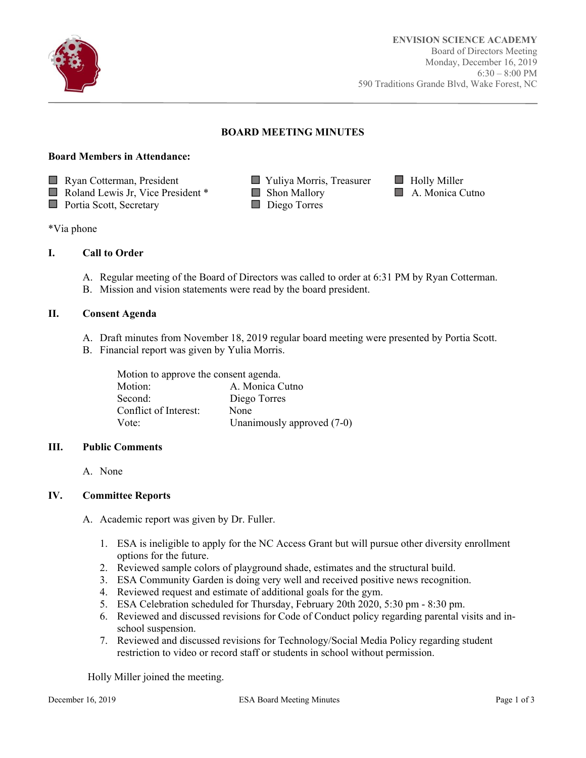**ENVISION SCIENCE ACADEMY**
Board of Directors Meeting
Monday, December 16, 2019
6:30 – 8:00 PM
590 Traditions Grande Blvd, Wake Forest, NC

# BOARD MEETING MINUTES

**Board Members in Attendance:**

- Ryan Cotterman, President
- Roland Lewis Jr, Vice President *
- Portia Scott, Secretary
- Yuliya Morris, Treasurer
- Shon Mallory
- Diego Torres
- Holly Miller
- A. Monica Cutno

*Via phone

## I. Call to Order

A. Regular meeting of the Board of Directors was called to order at 6:31 PM by Ryan Cotterman.
B. Mission and vision statements were read by the board president.

## II. Consent Agenda

A. Draft minutes from November 18, 2019 regular board meeting were presented by Portia Scott.
B. Financial report was given by Yulia Morris.

Motion to approve the consent agenda.

| | |
|---|---|
| Motion: | A. Monica Cutno |
| Second: | Diego Torres |
| Conflict of Interest: | None |
| Vote: | Unanimously approved (7-0) |

## III. Public Comments

A. None

## IV. Committee Reports

A. Academic report was given by Dr. Fuller.

1. ESA is ineligible to apply for the NC Access Grant but will pursue other diversity enrollment options for the future.
2. Reviewed sample colors of playground shade, estimates and the structural build.
3. ESA Community Garden is doing very well and received positive news recognition.
4. Reviewed request and estimate of additional goals for the gym.
5. ESA Celebration scheduled for Thursday, February 20th 2020, 5:30 pm - 8:30 pm.
6. Reviewed and discussed revisions for Code of Conduct policy regarding parental visits and in-school suspension.
7. Reviewed and discussed revisions for Technology/Social Media Policy regarding student restriction to video or record staff or students in school without permission.

Holly Miller joined the meeting.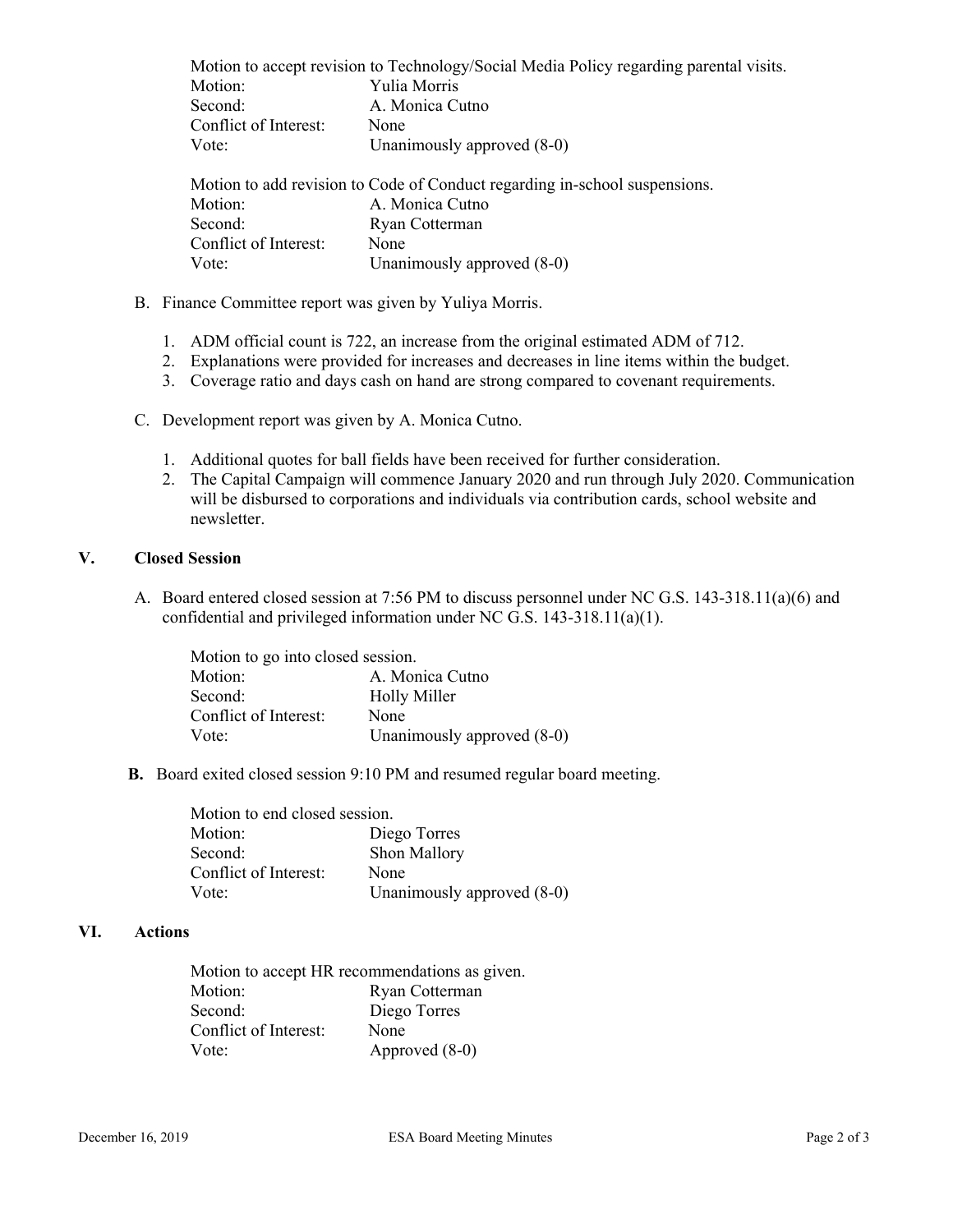Motion to accept revision to Technology/Social Media Policy regarding parental visits.
Motion: Yulia Morris
Second: A. Monica Cutno
Conflict of Interest: None
Vote: Unanimously approved (8-0)

Motion to add revision to Code of Conduct regarding in-school suspensions.
Motion: A. Monica Cutno
Second: Ryan Cotterman
Conflict of Interest: None
Vote: Unanimously approved (8-0)

B. Finance Committee report was given by Yuliya Morris.

1. ADM official count is 722, an increase from the original estimated ADM of 712.
2. Explanations were provided for increases and decreases in line items within the budget.
3. Coverage ratio and days cash on hand are strong compared to covenant requirements.

C. Development report was given by A. Monica Cutno.

1. Additional quotes for ball fields have been received for further consideration.
2. The Capital Campaign will commence January 2020 and run through July 2020. Communication will be disbursed to corporations and individuals via contribution cards, school website and newsletter.

## V. Closed Session

A. Board entered closed session at 7:56 PM to discuss personnel under NC G.S. 143-318.11(a)(6) and confidential and privileged information under NC G.S. 143-318.11(a)(1).

Motion to go into closed session.
Motion: A. Monica Cutno
Second: Holly Miller
Conflict of Interest: None
Vote: Unanimously approved (8-0)

**B.** Board exited closed session 9:10 PM and resumed regular board meeting.

Motion to end closed session.
Motion: Diego Torres
Second: Shon Mallory
Conflict of Interest: None
Vote: Unanimously approved (8-0)

## VI. Actions

Motion to accept HR recommendations as given.
Motion: Ryan Cotterman
Second: Diego Torres
Conflict of Interest: None
Vote: Approved (8-0)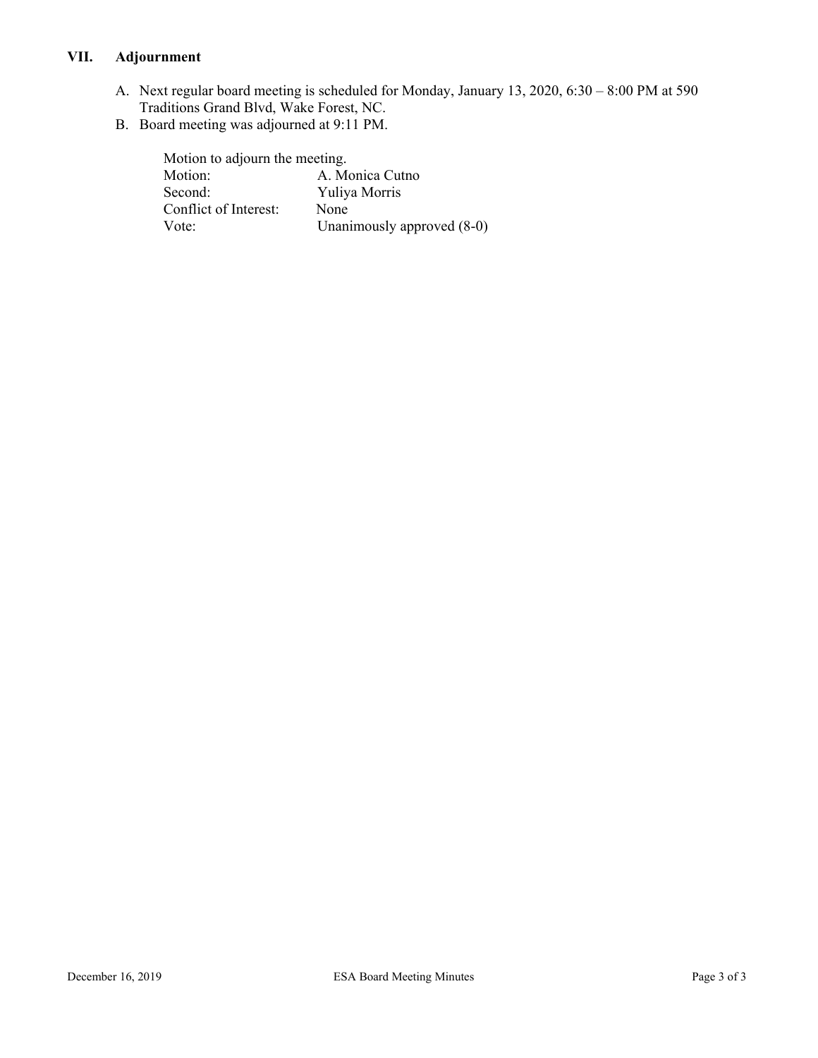## VII. Adjournment

A. Next regular board meeting is scheduled for Monday, January 13, 2020, 6:30 – 8:00 PM at 590 Traditions Grand Blvd, Wake Forest, NC.
B. Board meeting was adjourned at 9:11 PM.

Motion to adjourn the meeting.

| | |
|---|---|
| Motion: | A. Monica Cutno |
| Second: | Yuliya Morris |
| Conflict of Interest: | None |
| Vote: | Unanimously approved (8-0) |